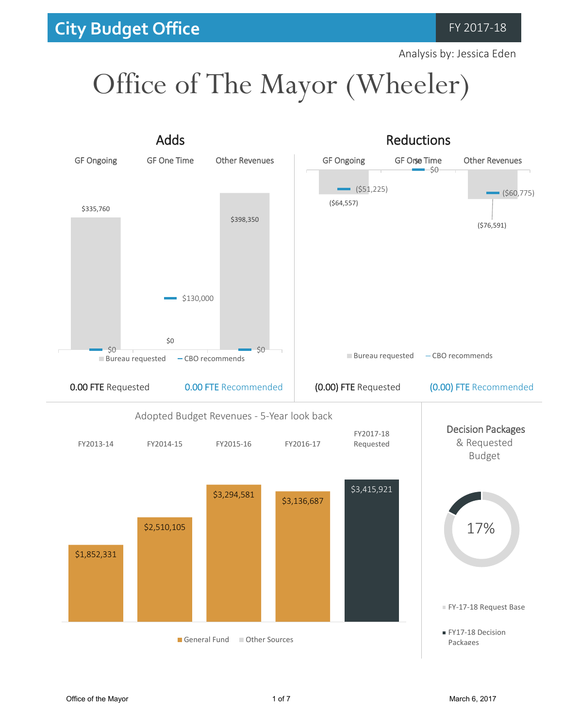City Budget Office | FY 2017-18

Analysis by: Jessica Eden

# Office of The Mayor (Wheeler)

## Adds

| | GF Ongoing | GF One Time | Other Revenues |
|---|---|---|---|
| Bureau requested | $335,760 | $0 | $398,350 |
| CBO recommends | $0 | $130,000 | $0 |

0.00 FTE Requested | 0.00 FTE Recommended

## Reductions

| | GF Ongoing | GF One Time | Other Revenues |
|---|---|---|---|
| Bureau requested | ($64,557) | $0 | ($76,591) |
| CBO recommends | ($51,225) | $0 | ($60,775) |

(0.00) FTE Requested | (0.00) FTE Recommended

## Adopted Budget Revenues - 5-Year look back

| FY2013-14 | FY2014-15 | FY2015-16 | FY2016-17 | FY2017-18 Requested |
|---|---|---|---|---|
| $1,852,331 | $2,510,105 | $3,294,581 | $3,136,687 | $3,415,921 |

General Fund | Other Sources

## Decision Packages & Requested Budget

17%

- FY-17-18 Request Base
- FY17-18 Decision Packages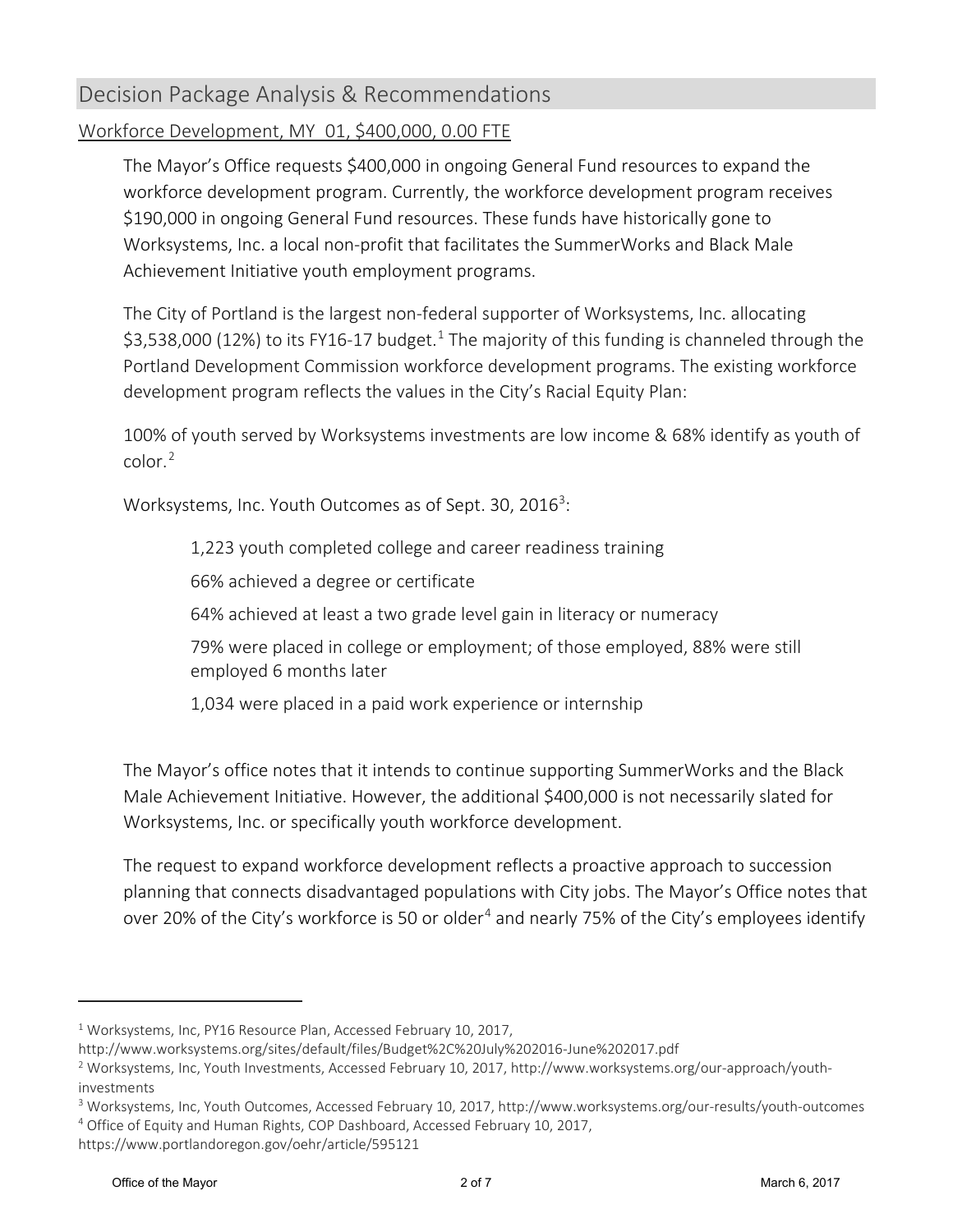## Decision Package Analysis & Recommendations

### Workforce Development, MY_01, $400,000, 0.00 FTE

The Mayor's Office requests $400,000 in ongoing General Fund resources to expand the workforce development program. Currently, the workforce development program receives $190,000 in ongoing General Fund resources. These funds have historically gone to Worksystems, Inc. a local non-profit that facilitates the SummerWorks and Black Male Achievement Initiative youth employment programs.

The City of Portland is the largest non-federal supporter of Worksystems, Inc. allocating $3,538,000 (12%) to its FY16-17 budget.[1] The majority of this funding is channeled through the Portland Development Commission workforce development programs. The existing workforce development program reflects the values in the City's Racial Equity Plan:

100% of youth served by Worksystems investments are low income & 68% identify as youth of color.[2]

Worksystems, Inc. Youth Outcomes as of Sept. 30, 2016[3]:

> 1,223 youth completed college and career readiness training
>
> 66% achieved a degree or certificate
>
> 64% achieved at least a two grade level gain in literacy or numeracy
>
> 79% were placed in college or employment; of those employed, 88% were still employed 6 months later
>
> 1,034 were placed in a paid work experience or internship

The Mayor's office notes that it intends to continue supporting SummerWorks and the Black Male Achievement Initiative. However, the additional $400,000 is not necessarily slated for Worksystems, Inc. or specifically youth workforce development.

The request to expand workforce development reflects a proactive approach to succession planning that connects disadvantaged populations with City jobs. The Mayor's Office notes that over 20% of the City's workforce is 50 or older[4] and nearly 75% of the City's employees identify

---

[1] Worksystems, Inc, PY16 Resource Plan, Accessed February 10, 2017, http://www.worksystems.org/sites/default/files/Budget%2C%20July%202016-June%202017.pdf

[2] Worksystems, Inc, Youth Investments, Accessed February 10, 2017, http://www.worksystems.org/our-approach/youth-investments

[3] Worksystems, Inc, Youth Outcomes, Accessed February 10, 2017, http://www.worksystems.org/our-results/youth-outcomes

[4] Office of Equity and Human Rights, COP Dashboard, Accessed February 10, 2017, https://www.portlandoregon.gov/oehr/article/595121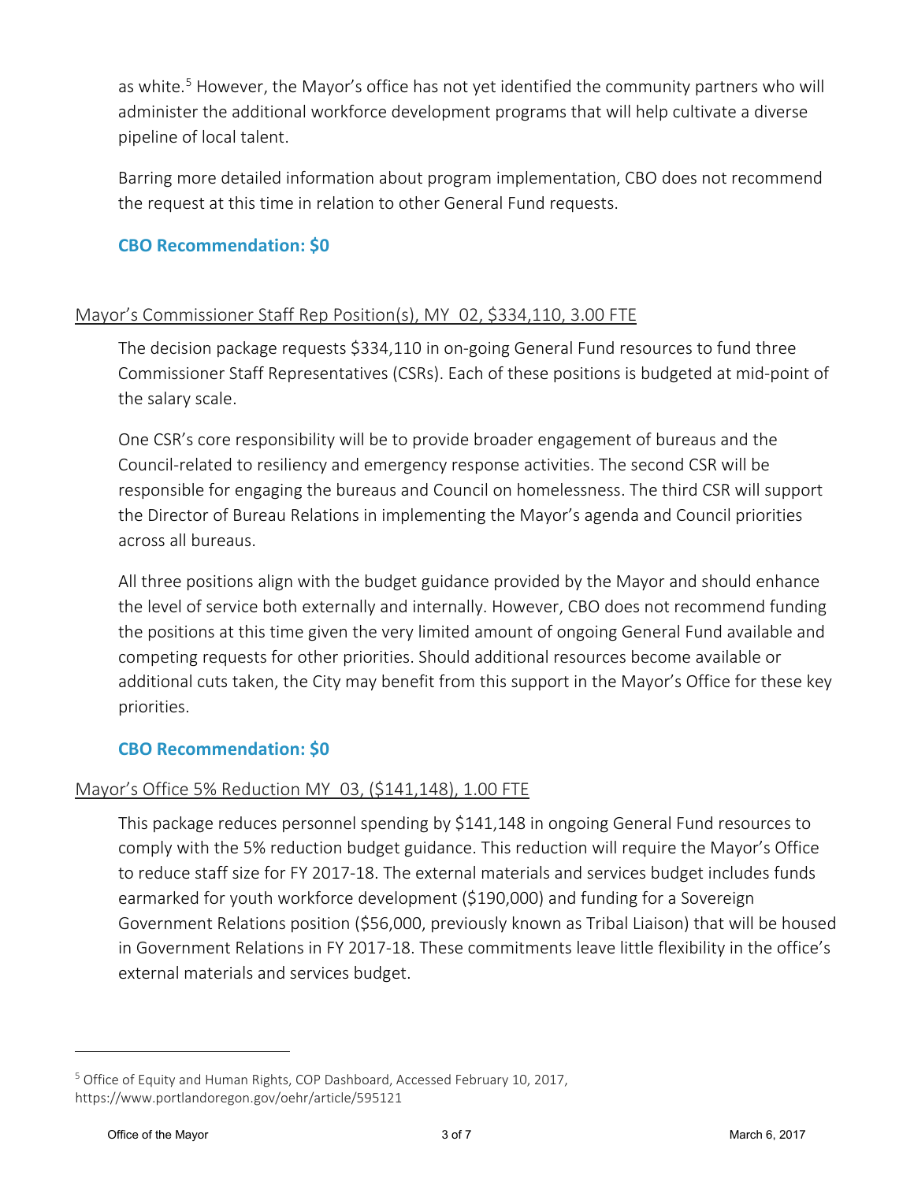as white.[5] However, the Mayor's office has not yet identified the community partners who will administer the additional workforce development programs that will help cultivate a diverse pipeline of local talent.

Barring more detailed information about program implementation, CBO does not recommend the request at this time in relation to other General Fund requests.

**CBO Recommendation: $0**

## Mayor's Commissioner Staff Rep Position(s), MY_02, $334,110, 3.00 FTE

The decision package requests $334,110 in on-going General Fund resources to fund three Commissioner Staff Representatives (CSRs). Each of these positions is budgeted at mid-point of the salary scale.

One CSR's core responsibility will be to provide broader engagement of bureaus and the Council-related to resiliency and emergency response activities. The second CSR will be responsible for engaging the bureaus and Council on homelessness. The third CSR will support the Director of Bureau Relations in implementing the Mayor's agenda and Council priorities across all bureaus.

All three positions align with the budget guidance provided by the Mayor and should enhance the level of service both externally and internally. However, CBO does not recommend funding the positions at this time given the very limited amount of ongoing General Fund available and competing requests for other priorities. Should additional resources become available or additional cuts taken, the City may benefit from this support in the Mayor's Office for these key priorities.

**CBO Recommendation: $0**

## Mayor's Office 5% Reduction MY_03, ($141,148), 1.00 FTE

This package reduces personnel spending by $141,148 in ongoing General Fund resources to comply with the 5% reduction budget guidance. This reduction will require the Mayor's Office to reduce staff size for FY 2017-18. The external materials and services budget includes funds earmarked for youth workforce development ($190,000) and funding for a Sovereign Government Relations position ($56,000, previously known as Tribal Liaison) that will be housed in Government Relations in FY 2017-18. These commitments leave little flexibility in the office's external materials and services budget.

---

[5] Office of Equity and Human Rights, COP Dashboard, Accessed February 10, 2017, https://www.portlandoregon.gov/oehr/article/595121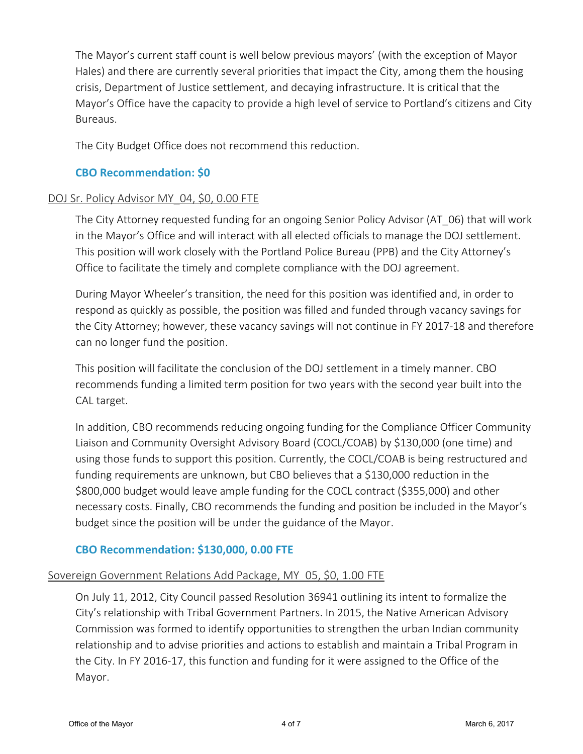The Mayor's current staff count is well below previous mayors' (with the exception of Mayor Hales) and there are currently several priorities that impact the City, among them the housing crisis, Department of Justice settlement, and decaying infrastructure. It is critical that the Mayor's Office have the capacity to provide a high level of service to Portland's citizens and City Bureaus.

The City Budget Office does not recommend this reduction.

**CBO Recommendation: $0**

DOJ Sr. Policy Advisor MY_04, $0, 0.00 FTE

The City Attorney requested funding for an ongoing Senior Policy Advisor (AT_06) that will work in the Mayor's Office and will interact with all elected officials to manage the DOJ settlement. This position will work closely with the Portland Police Bureau (PPB) and the City Attorney's Office to facilitate the timely and complete compliance with the DOJ agreement.

During Mayor Wheeler's transition, the need for this position was identified and, in order to respond as quickly as possible, the position was filled and funded through vacancy savings for the City Attorney; however, these vacancy savings will not continue in FY 2017-18 and therefore can no longer fund the position.

This position will facilitate the conclusion of the DOJ settlement in a timely manner. CBO recommends funding a limited term position for two years with the second year built into the CAL target.

In addition, CBO recommends reducing ongoing funding for the Compliance Officer Community Liaison and Community Oversight Advisory Board (COCL/COAB) by $130,000 (one time) and using those funds to support this position. Currently, the COCL/COAB is being restructured and funding requirements are unknown, but CBO believes that a $130,000 reduction in the $800,000 budget would leave ample funding for the COCL contract ($355,000) and other necessary costs. Finally, CBO recommends the funding and position be included in the Mayor's budget since the position will be under the guidance of the Mayor.

**CBO Recommendation: $130,000, 0.00 FTE**

Sovereign Government Relations Add Package, MY_05, $0, 1.00 FTE

On July 11, 2012, City Council passed Resolution 36941 outlining its intent to formalize the City's relationship with Tribal Government Partners. In 2015, the Native American Advisory Commission was formed to identify opportunities to strengthen the urban Indian community relationship and to advise priorities and actions to establish and maintain a Tribal Program in the City. In FY 2016-17, this function and funding for it were assigned to the Office of the Mayor.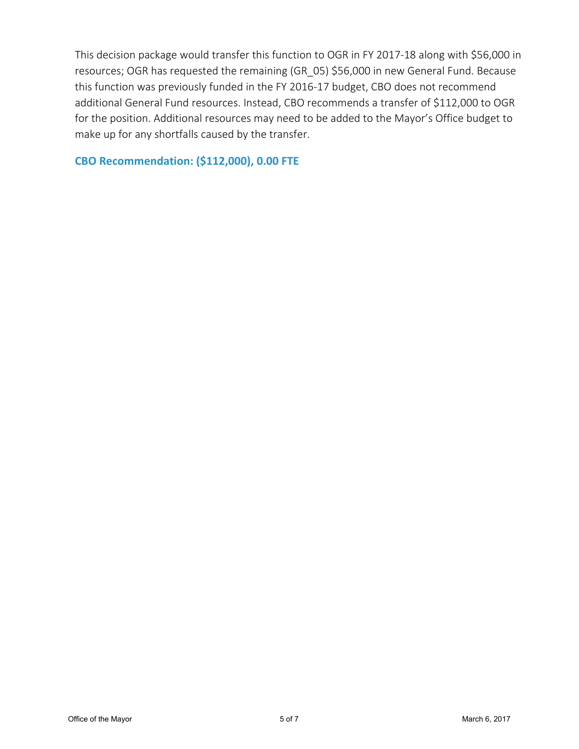This decision package would transfer this function to OGR in FY 2017-18 along with $56,000 in resources; OGR has requested the remaining (GR_05) $56,000 in new General Fund. Because this function was previously funded in the FY 2016-17 budget, CBO does not recommend additional General Fund resources. Instead, CBO recommends a transfer of $112,000 to OGR for the position. Additional resources may need to be added to the Mayor's Office budget to make up for any shortfalls caused by the transfer.

**CBO Recommendation: ($112,000), 0.00 FTE**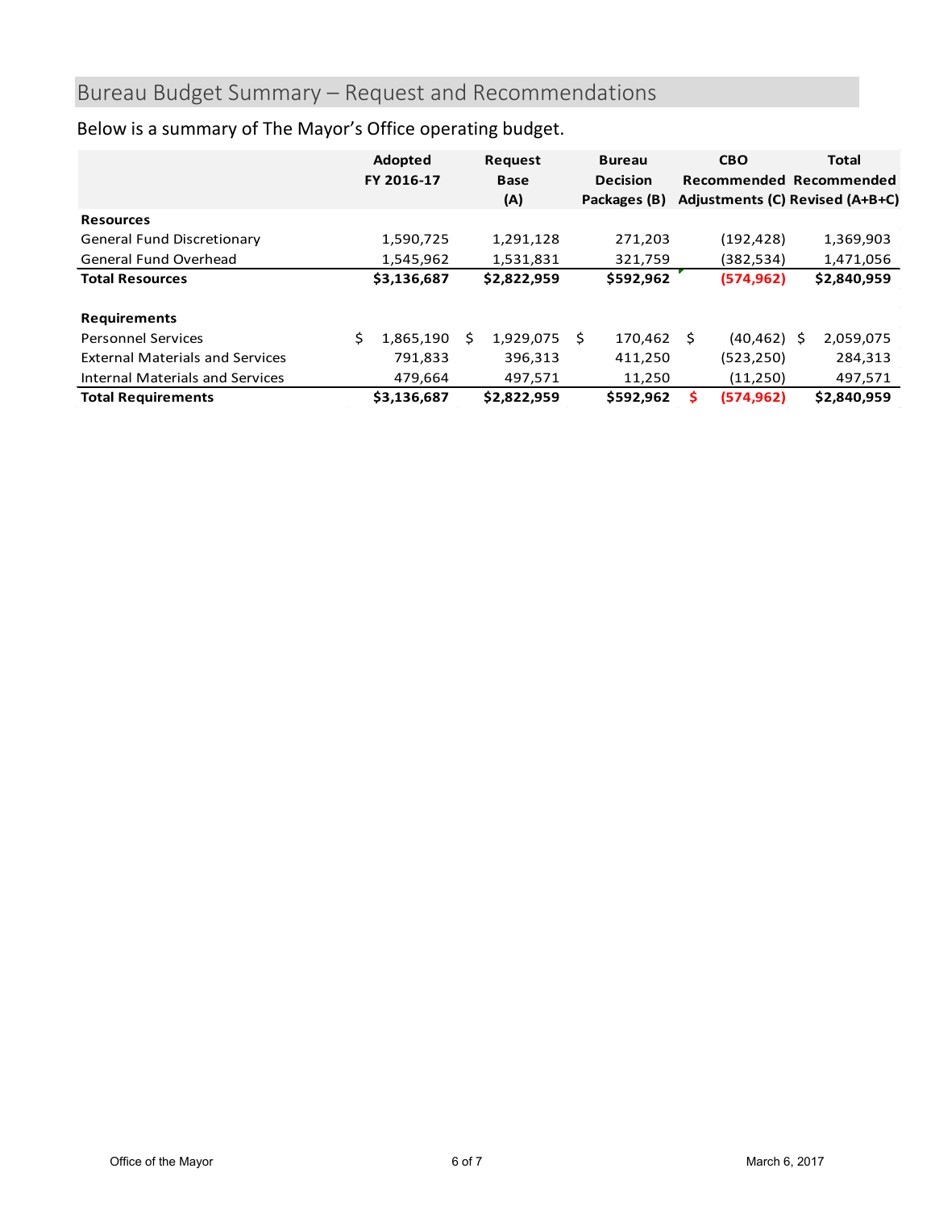## Bureau Budget Summary – Request and Recommendations

Below is a summary of The Mayor's Office operating budget.

| | Adopted FY 2016-17 | Request Base (A) | Bureau Decision Packages (B) | CBO Recommended Adjustments (C) | Total Recommended Revised (A+B+C) |
|---|---|---|---|---|---|
| **Resources** | | | | | |
| General Fund Discretionary | 1,590,725 | 1,291,128 | 271,203 | (192,428) | 1,369,903 |
| General Fund Overhead | 1,545,962 | 1,531,831 | 321,759 | (382,534) | 1,471,056 |
| **Total Resources** | **$3,136,687** | **$2,822,959** | **$592,962** | **(574,962)** | **$2,840,959** |
| | | | | | |
| **Requirements** | | | | | |
| Personnel Services | $ 1,865,190 | $ 1,929,075 | $ 170,462 | $ (40,462) | $ 2,059,075 |
| External Materials and Services | 791,833 | 396,313 | 411,250 | (523,250) | 284,313 |
| Internal Materials and Services | 479,664 | 497,571 | 11,250 | (11,250) | 497,571 |
| **Total Requirements** | **$3,136,687** | **$2,822,959** | **$592,962** | **$ (574,962)** | **$2,840,959** |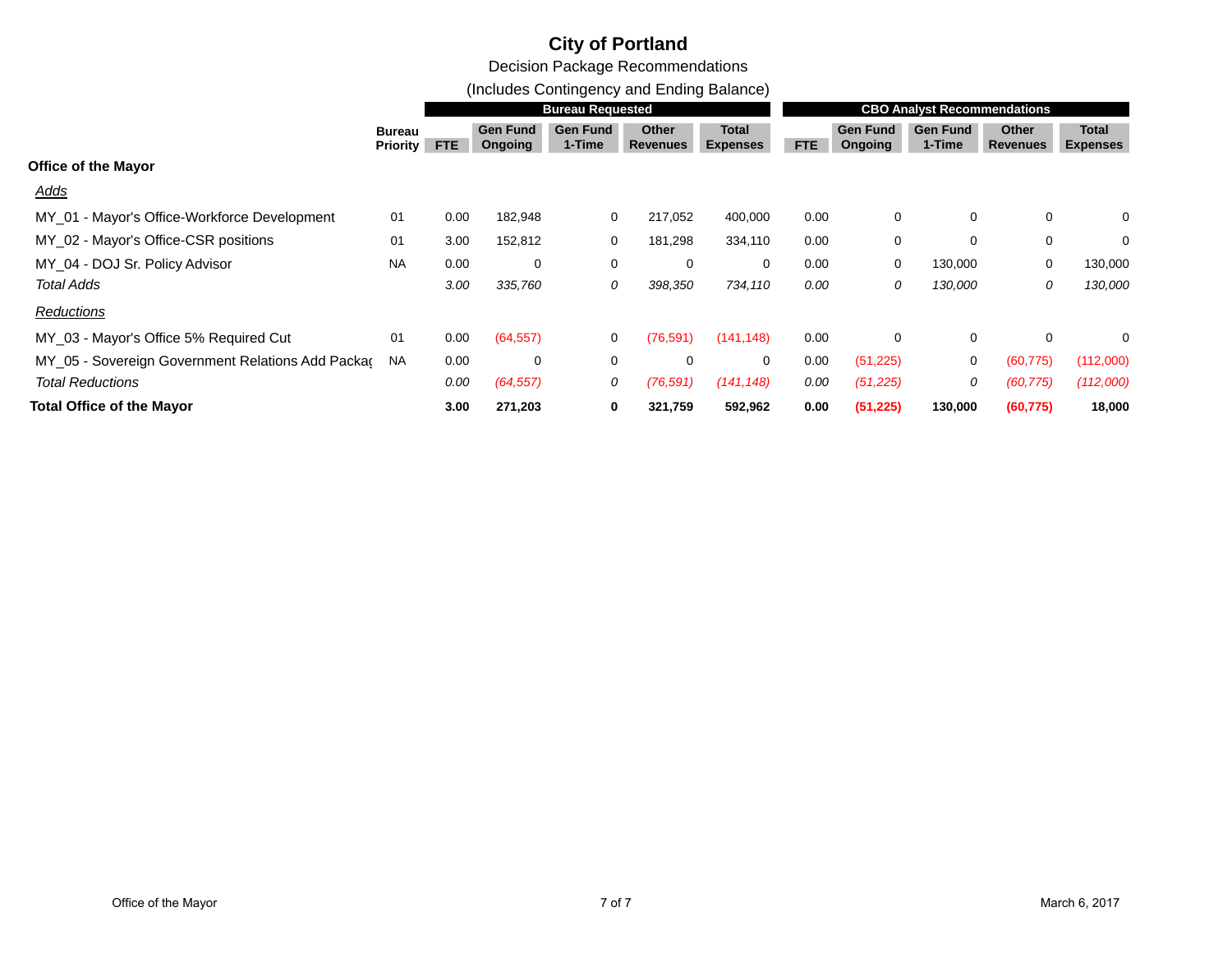# City of Portland

Decision Package Recommendations

(Includes Contingency and Ending Balance)

| | Bureau Priority | Bureau Requested | | | | | CBO Analyst Recommendations | | | | |
|---|---|---|---|---|---|---|---|---|---|---|---|
| | | FTE | Gen Fund Ongoing | Gen Fund 1-Time | Other Revenues | Total Expenses | FTE | Gen Fund Ongoing | Gen Fund 1-Time | Other Revenues | Total Expenses |
| **Office of the Mayor** | | | | | | | | | | | |
| *Adds* | | | | | | | | | | | |
| MY_01 - Mayor's Office-Workforce Development | 01 | 0.00 | 182,948 | 0 | 217,052 | 400,000 | 0.00 | 0 | 0 | 0 | 0 |
| MY_02 - Mayor's Office-CSR positions | 01 | 3.00 | 152,812 | 0 | 181,298 | 334,110 | 0.00 | 0 | 0 | 0 | 0 |
| MY_04 - DOJ Sr. Policy Advisor | NA | 0.00 | 0 | 0 | 0 | 0 | 0.00 | 0 | 130,000 | 0 | 130,000 |
| *Total Adds* | | *3.00* | *335,760* | *0* | *398,350* | *734,110* | *0.00* | *0* | *130,000* | *0* | *130,000* |
| *Reductions* | | | | | | | | | | | |
| MY_03 - Mayor's Office 5% Required Cut | 01 | 0.00 | (64,557) | 0 | (76,591) | (141,148) | 0.00 | 0 | 0 | 0 | 0 |
| MY_05 - Sovereign Government Relations Add Packag | NA | 0.00 | 0 | 0 | 0 | 0 | 0.00 | (51,225) | 0 | (60,775) | (112,000) |
| *Total Reductions* | | *0.00* | *(64,557)* | *0* | *(76,591)* | *(141,148)* | *0.00* | *(51,225)* | *0* | *(60,775)* | *(112,000)* |
| **Total Office of the Mayor** | | **3.00** | **271,203** | **0** | **321,759** | **592,962** | **0.00** | **(51,225)** | **130,000** | **(60,775)** | **18,000** |

Office of the Mayor

March 6, 2017